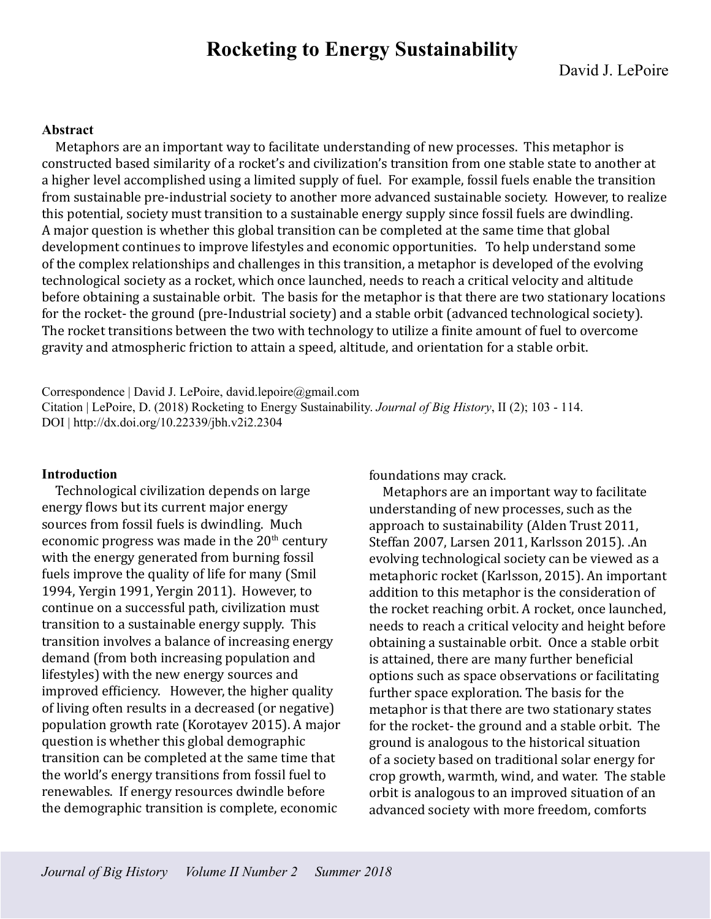# Rocketing to Energy Sustainability

David J. LePoire

## Abstract

Metaphors are an important way to facilitate understanding of new processes. This metaphor is constructed based similarity of a rocket's and civilization's transition from one stable state to another at a higher level accomplished using a limited supply of fuel. For example, fossil fuels enable the transition from sustainable pre-industrial society to another more advanced sustainable society. However, to realize this potential, society must transition to a sustainable energy supply since fossil fuels are dwindling. A major question is whether this global transition can be completed at the same time that global development continues to improve lifestyles and economic opportunities. To help understand some of the complex relationships and challenges in this transition, a metaphor is developed of the evolving technological society as a rocket, which once launched, needs to reach a critical velocity and altitude before obtaining a sustainable orbit. The basis for the metaphor is that there are two stationary locations for the rocket- the ground (pre-Industrial society) and a stable orbit (advanced technological society). The rocket transitions between the two with technology to utilize a finite amount of fuel to overcome gravity and atmospheric friction to attain a speed, altitude, and orientation for a stable orbit.

Correspondence | David J. LePoire, david.lepoire@gmail.com
Citation | LePoire, D. (2018) Rocketing to Energy Sustainability. *Journal of Big History*, II (2); 103 - 114.
DOI | http://dx.doi.org/10.22339/jbh.v2i2.2304

## Introduction

Technological civilization depends on large energy flows but its current major energy sources from fossil fuels is dwindling. Much economic progress was made in the 20th century with the energy generated from burning fossil fuels improve the quality of life for many (Smil 1994, Yergin 1991, Yergin 2011). However, to continue on a successful path, civilization must transition to a sustainable energy supply. This transition involves a balance of increasing energy demand (from both increasing population and lifestyles) with the new energy sources and improved efficiency. However, the higher quality of living often results in a decreased (or negative) population growth rate (Korotayev 2015). A major question is whether this global demographic transition can be completed at the same time that the world's energy transitions from fossil fuel to renewables. If energy resources dwindle before the demographic transition is complete, economic foundations may crack.

Metaphors are an important way to facilitate understanding of new processes, such as the approach to sustainability (Alden Trust 2011, Steffan 2007, Larsen 2011, Karlsson 2015). .An evolving technological society can be viewed as a metaphoric rocket (Karlsson, 2015). An important addition to this metaphor is the consideration of the rocket reaching orbit. A rocket, once launched, needs to reach a critical velocity and height before obtaining a sustainable orbit. Once a stable orbit is attained, there are many further beneficial options such as space observations or facilitating further space exploration. The basis for the metaphor is that there are two stationary states for the rocket- the ground and a stable orbit. The ground is analogous to the historical situation of a society based on traditional solar energy for crop growth, warmth, wind, and water. The stable orbit is analogous to an improved situation of an advanced society with more freedom, comforts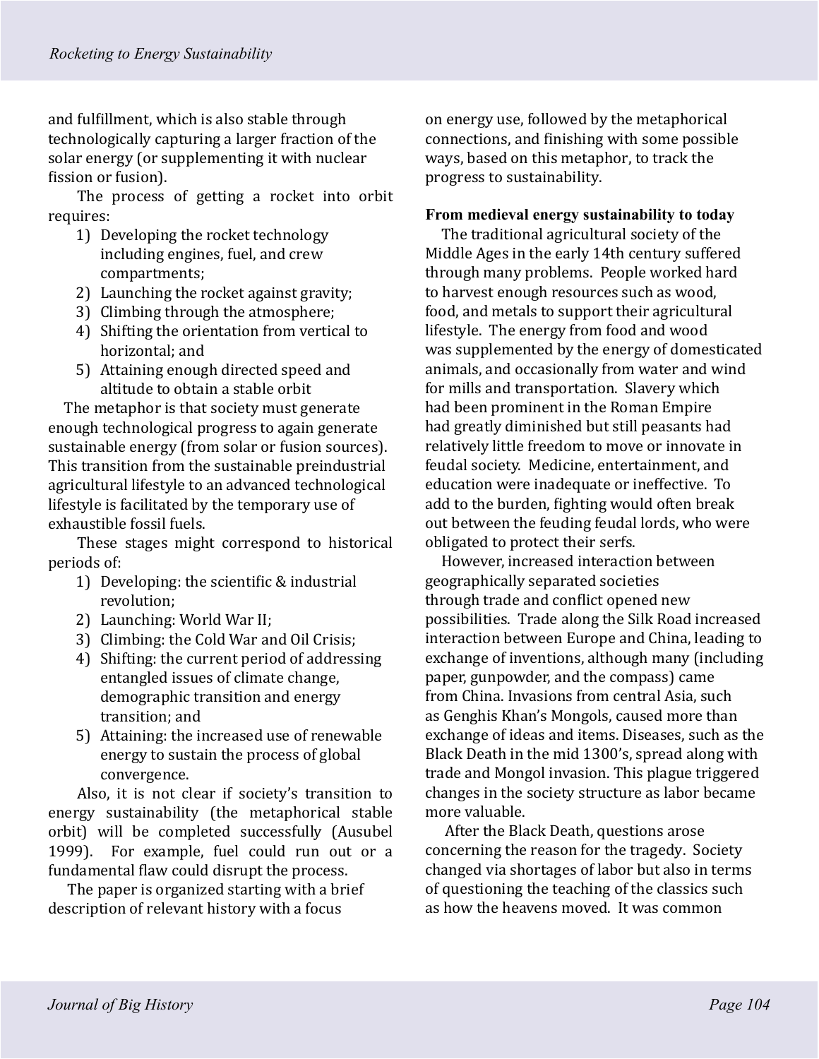and fulfillment, which is also stable through technologically capturing a larger fraction of the solar energy (or supplementing it with nuclear fission or fusion).

The process of getting a rocket into orbit requires:

1) Developing the rocket technology including engines, fuel, and crew compartments;
2) Launching the rocket against gravity;
3) Climbing through the atmosphere;
4) Shifting the orientation from vertical to horizontal; and
5) Attaining enough directed speed and altitude to obtain a stable orbit

The metaphor is that society must generate enough technological progress to again generate sustainable energy (from solar or fusion sources). This transition from the sustainable preindustrial agricultural lifestyle to an advanced technological lifestyle is facilitated by the temporary use of exhaustible fossil fuels.

These stages might correspond to historical periods of:

1) Developing: the scientific & industrial revolution;
2) Launching: World War II;
3) Climbing: the Cold War and Oil Crisis;
4) Shifting: the current period of addressing entangled issues of climate change, demographic transition and energy transition; and
5) Attaining: the increased use of renewable energy to sustain the process of global convergence.

Also, it is not clear if society's transition to energy sustainability (the metaphorical stable orbit) will be completed successfully (Ausubel 1999). For example, fuel could run out or a fundamental flaw could disrupt the process.

The paper is organized starting with a brief description of relevant history with a focus on energy use, followed by the metaphorical connections, and finishing with some possible ways, based on this metaphor, to track the progress to sustainability.

## From medieval energy sustainability to today

The traditional agricultural society of the Middle Ages in the early 14th century suffered through many problems. People worked hard to harvest enough resources such as wood, food, and metals to support their agricultural lifestyle. The energy from food and wood was supplemented by the energy of domesticated animals, and occasionally from water and wind for mills and transportation. Slavery which had been prominent in the Roman Empire had greatly diminished but still peasants had relatively little freedom to move or innovate in feudal society. Medicine, entertainment, and education were inadequate or ineffective. To add to the burden, fighting would often break out between the feuding feudal lords, who were obligated to protect their serfs.

However, increased interaction between geographically separated societies through trade and conflict opened new possibilities. Trade along the Silk Road increased interaction between Europe and China, leading to exchange of inventions, although many (including paper, gunpowder, and the compass) came from China. Invasions from central Asia, such as Genghis Khan's Mongols, caused more than exchange of ideas and items. Diseases, such as the Black Death in the mid 1300's, spread along with trade and Mongol invasion. This plague triggered changes in the society structure as labor became more valuable.

After the Black Death, questions arose concerning the reason for the tragedy. Society changed via shortages of labor but also in terms of questioning the teaching of the classics such as how the heavens moved. It was common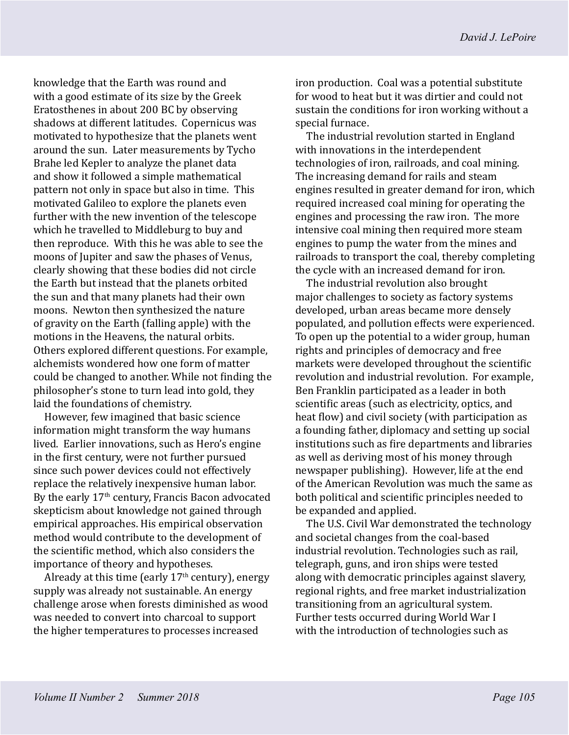knowledge that the Earth was round and with a good estimate of its size by the Greek Eratosthenes in about 200 BC by observing shadows at different latitudes. Copernicus was motivated to hypothesize that the planets went around the sun. Later measurements by Tycho Brahe led Kepler to analyze the planet data and show it followed a simple mathematical pattern not only in space but also in time. This motivated Galileo to explore the planets even further with the new invention of the telescope which he travelled to Middleburg to buy and then reproduce. With this he was able to see the moons of Jupiter and saw the phases of Venus, clearly showing that these bodies did not circle the Earth but instead that the planets orbited the sun and that many planets had their own moons. Newton then synthesized the nature of gravity on the Earth (falling apple) with the motions in the Heavens, the natural orbits. Others explored different questions. For example, alchemists wondered how one form of matter could be changed to another. While not finding the philosopher's stone to turn lead into gold, they laid the foundations of chemistry.

However, few imagined that basic science information might transform the way humans lived. Earlier innovations, such as Hero's engine in the first century, were not further pursued since such power devices could not effectively replace the relatively inexpensive human labor. By the early 17th century, Francis Bacon advocated skepticism about knowledge not gained through empirical approaches. His empirical observation method would contribute to the development of the scientific method, which also considers the importance of theory and hypotheses.

Already at this time (early 17th century), energy supply was already not sustainable. An energy challenge arose when forests diminished as wood was needed to convert into charcoal to support the higher temperatures to processes increased iron production. Coal was a potential substitute for wood to heat but it was dirtier and could not sustain the conditions for iron working without a special furnace.

The industrial revolution started in England with innovations in the interdependent technologies of iron, railroads, and coal mining. The increasing demand for rails and steam engines resulted in greater demand for iron, which required increased coal mining for operating the engines and processing the raw iron. The more intensive coal mining then required more steam engines to pump the water from the mines and railroads to transport the coal, thereby completing the cycle with an increased demand for iron.

The industrial revolution also brought major challenges to society as factory systems developed, urban areas became more densely populated, and pollution effects were experienced. To open up the potential to a wider group, human rights and principles of democracy and free markets were developed throughout the scientific revolution and industrial revolution. For example, Ben Franklin participated as a leader in both scientific areas (such as electricity, optics, and heat flow) and civil society (with participation as a founding father, diplomacy and setting up social institutions such as fire departments and libraries as well as deriving most of his money through newspaper publishing). However, life at the end of the American Revolution was much the same as both political and scientific principles needed to be expanded and applied.

The U.S. Civil War demonstrated the technology and societal changes from the coal-based industrial revolution. Technologies such as rail, telegraph, guns, and iron ships were tested along with democratic principles against slavery, regional rights, and free market industrialization transitioning from an agricultural system. Further tests occurred during World War I with the introduction of technologies such as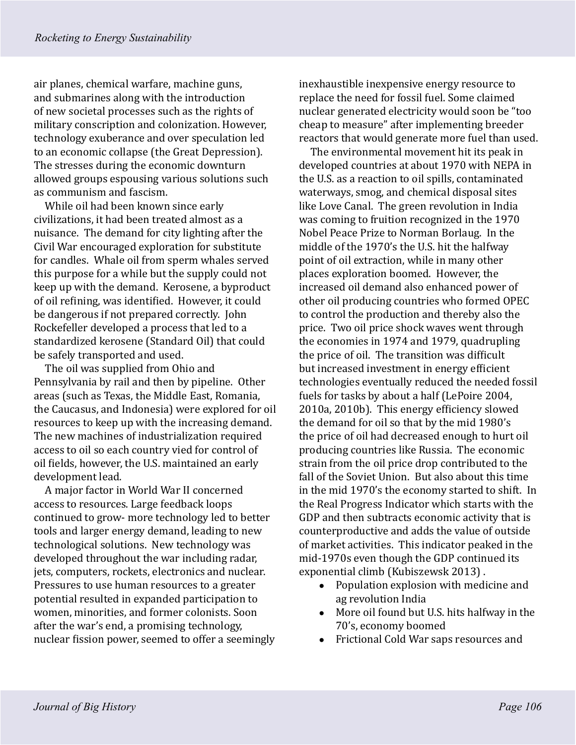air planes, chemical warfare, machine guns, and submarines along with the introduction of new societal processes such as the rights of military conscription and colonization. However, technology exuberance and over speculation led to an economic collapse (the Great Depression). The stresses during the economic downturn allowed groups espousing various solutions such as communism and fascism.

While oil had been known since early civilizations, it had been treated almost as a nuisance. The demand for city lighting after the Civil War encouraged exploration for substitute for candles. Whale oil from sperm whales served this purpose for a while but the supply could not keep up with the demand. Kerosene, a byproduct of oil refining, was identified. However, it could be dangerous if not prepared correctly. John Rockefeller developed a process that led to a standardized kerosene (Standard Oil) that could be safely transported and used.

The oil was supplied from Ohio and Pennsylvania by rail and then by pipeline. Other areas (such as Texas, the Middle East, Romania, the Caucasus, and Indonesia) were explored for oil resources to keep up with the increasing demand. The new machines of industrialization required access to oil so each country vied for control of oil fields, however, the U.S. maintained an early development lead.

A major factor in World War II concerned access to resources. Large feedback loops continued to grow- more technology led to better tools and larger energy demand, leading to new technological solutions. New technology was developed throughout the war including radar, jets, computers, rockets, electronics and nuclear. Pressures to use human resources to a greater potential resulted in expanded participation to women, minorities, and former colonists. Soon after the war's end, a promising technology, nuclear fission power, seemed to offer a seemingly inexhaustible inexpensive energy resource to replace the need for fossil fuel. Some claimed nuclear generated electricity would soon be "too cheap to measure" after implementing breeder reactors that would generate more fuel than used.

The environmental movement hit its peak in developed countries at about 1970 with NEPA in the U.S. as a reaction to oil spills, contaminated waterways, smog, and chemical disposal sites like Love Canal. The green revolution in India was coming to fruition recognized in the 1970 Nobel Peace Prize to Norman Borlaug. In the middle of the 1970's the U.S. hit the halfway point of oil extraction, while in many other places exploration boomed. However, the increased oil demand also enhanced power of other oil producing countries who formed OPEC to control the production and thereby also the price. Two oil price shock waves went through the economies in 1974 and 1979, quadrupling the price of oil. The transition was difficult but increased investment in energy efficient technologies eventually reduced the needed fossil fuels for tasks by about a half (LePoire 2004, 2010a, 2010b). This energy efficiency slowed the demand for oil so that by the mid 1980's the price of oil had decreased enough to hurt oil producing countries like Russia. The economic strain from the oil price drop contributed to the fall of the Soviet Union. But also about this time in the mid 1970's the economy started to shift. In the Real Progress Indicator which starts with the GDP and then subtracts economic activity that is counterproductive and adds the value of outside of market activities. This indicator peaked in the mid-1970s even though the GDP continued its exponential climb (Kubiszewsk 2013) .

- Population explosion with medicine and ag revolution India
- More oil found but U.S. hits halfway in the 70's, economy boomed
- Frictional Cold War saps resources and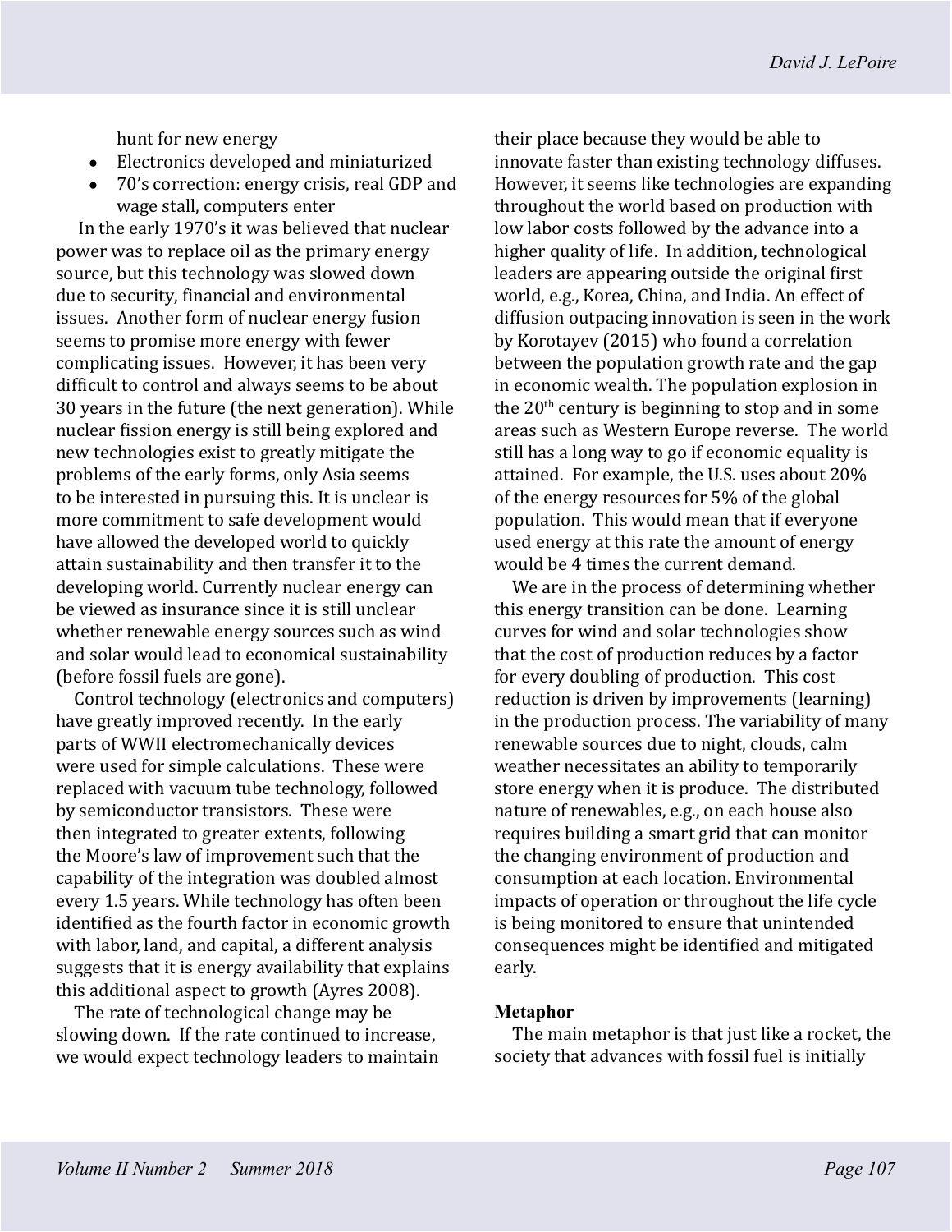hunt for new energy

- Electronics developed and miniaturized
- 70's correction: energy crisis, real GDP and wage stall, computers enter

In the early 1970's it was believed that nuclear power was to replace oil as the primary energy source, but this technology was slowed down due to security, financial and environmental issues. Another form of nuclear energy fusion seems to promise more energy with fewer complicating issues. However, it has been very difficult to control and always seems to be about 30 years in the future (the next generation). While nuclear fission energy is still being explored and new technologies exist to greatly mitigate the problems of the early forms, only Asia seems to be interested in pursuing this. It is unclear is more commitment to safe development would have allowed the developed world to quickly attain sustainability and then transfer it to the developing world. Currently nuclear energy can be viewed as insurance since it is still unclear whether renewable energy sources such as wind and solar would lead to economical sustainability (before fossil fuels are gone).

Control technology (electronics and computers) have greatly improved recently. In the early parts of WWII electromechanically devices were used for simple calculations. These were replaced with vacuum tube technology, followed by semiconductor transistors. These were then integrated to greater extents, following the Moore's law of improvement such that the capability of the integration was doubled almost every 1.5 years. While technology has often been identified as the fourth factor in economic growth with labor, land, and capital, a different analysis suggests that it is energy availability that explains this additional aspect to growth (Ayres 2008).

The rate of technological change may be slowing down. If the rate continued to increase, we would expect technology leaders to maintain their place because they would be able to innovate faster than existing technology diffuses. However, it seems like technologies are expanding throughout the world based on production with low labor costs followed by the advance into a higher quality of life. In addition, technological leaders are appearing outside the original first world, e.g., Korea, China, and India. An effect of diffusion outpacing innovation is seen in the work by Korotayev (2015) who found a correlation between the population growth rate and the gap in economic wealth. The population explosion in the 20th century is beginning to stop and in some areas such as Western Europe reverse. The world still has a long way to go if economic equality is attained. For example, the U.S. uses about 20% of the energy resources for 5% of the global population. This would mean that if everyone used energy at this rate the amount of energy would be 4 times the current demand.

We are in the process of determining whether this energy transition can be done. Learning curves for wind and solar technologies show that the cost of production reduces by a factor for every doubling of production. This cost reduction is driven by improvements (learning) in the production process. The variability of many renewable sources due to night, clouds, calm weather necessitates an ability to temporarily store energy when it is produce. The distributed nature of renewables, e.g., on each house also requires building a smart grid that can monitor the changing environment of production and consumption at each location. Environmental impacts of operation or throughout the life cycle is being monitored to ensure that unintended consequences might be identified and mitigated early.

### Metaphor

The main metaphor is that just like a rocket, the society that advances with fossil fuel is initially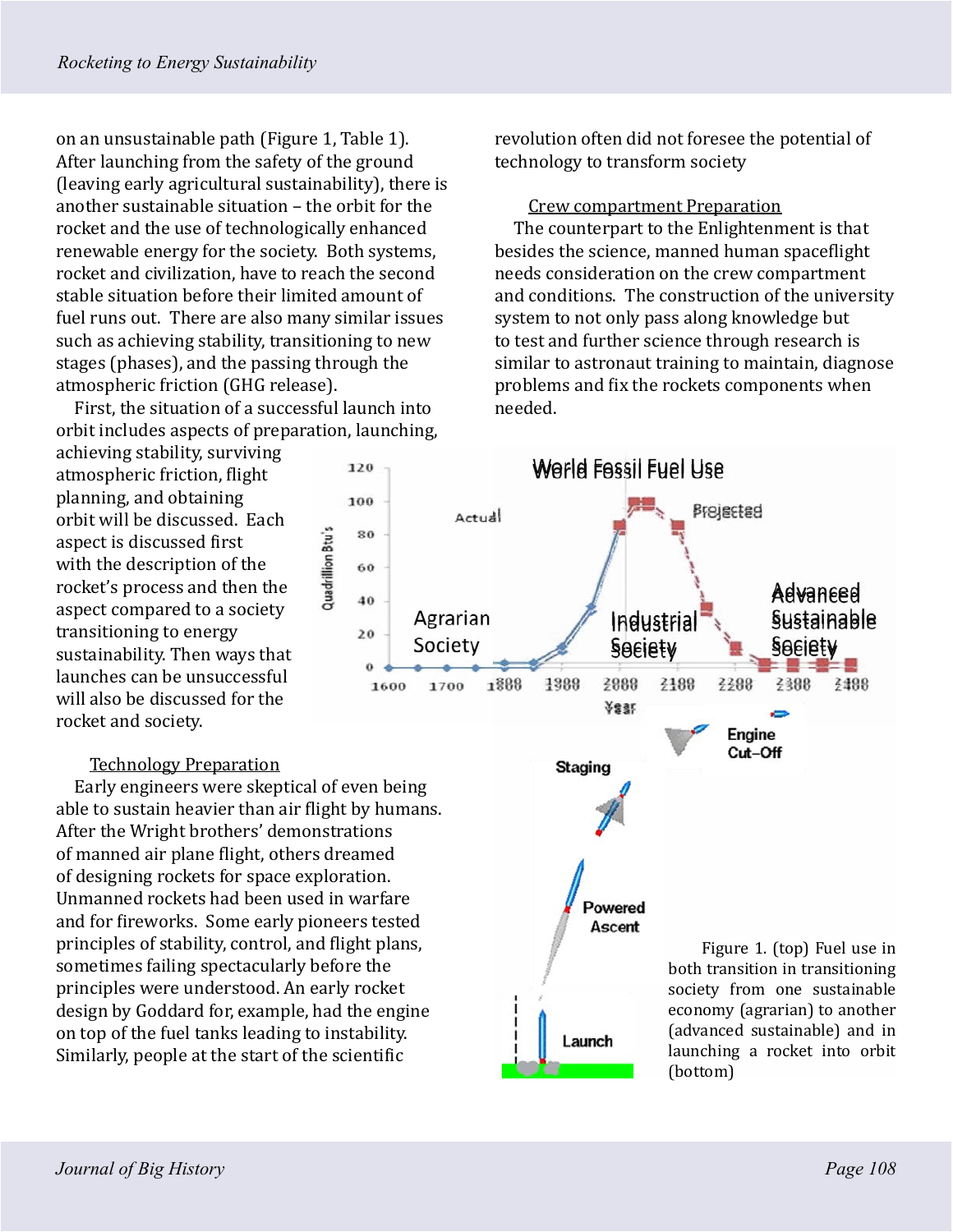on an unsustainable path (Figure 1, Table 1). After launching from the safety of the ground (leaving early agricultural sustainability), there is another sustainable situation – the orbit for the rocket and the use of technologically enhanced renewable energy for the society. Both systems, rocket and civilization, have to reach the second stable situation before their limited amount of fuel runs out. There are also many similar issues such as achieving stability, transitioning to new stages (phases), and the passing through the atmospheric friction (GHG release).

First, the situation of a successful launch into orbit includes aspects of preparation, launching, achieving stability, surviving atmospheric friction, flight planning, and obtaining orbit will be discussed. Each aspect is discussed first with the description of the rocket's process and then the aspect compared to a society transitioning to energy sustainability. Then ways that launches can be unsuccessful will also be discussed for the rocket and society.

<u>Technology Preparation</u>

Early engineers were skeptical of even being able to sustain heavier than air flight by humans. After the Wright brothers' demonstrations of manned air plane flight, others dreamed of designing rockets for space exploration. Unmanned rockets had been used in warfare and for fireworks. Some early pioneers tested principles of stability, control, and flight plans, sometimes failing spectacularly before the principles were understood. An early rocket design by Goddard for, example, had the engine on top of the fuel tanks leading to instability. Similarly, people at the start of the scientific revolution often did not foresee the potential of technology to transform society

<u>Crew compartment Preparation</u>

The counterpart to the Enlightenment is that besides the science, manned human spaceflight needs consideration on the crew compartment and conditions. The construction of the university system to not only pass along knowledge but to test and further science through research is similar to astronaut training to maintain, diagnose problems and fix the rockets components when needed.

Figure 1. (top) Fuel use in both transition in transitioning society from one sustainable economy (agrarian) to another (advanced sustainable) and in launching a rocket into orbit (bottom)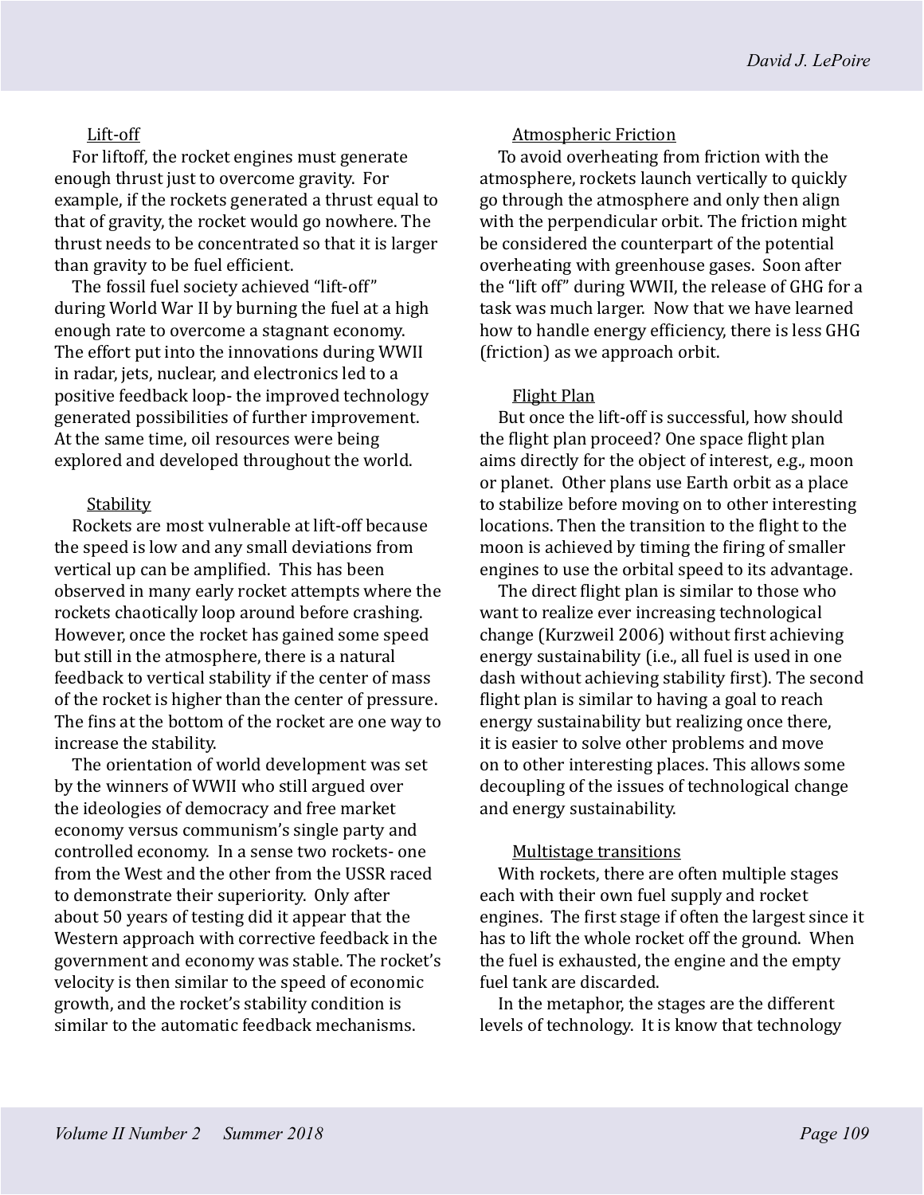### Lift-off

For liftoff, the rocket engines must generate enough thrust just to overcome gravity. For example, if the rockets generated a thrust equal to that of gravity, the rocket would go nowhere. The thrust needs to be concentrated so that it is larger than gravity to be fuel efficient.

The fossil fuel society achieved "lift-off" during World War II by burning the fuel at a high enough rate to overcome a stagnant economy. The effort put into the innovations during WWII in radar, jets, nuclear, and electronics led to a positive feedback loop- the improved technology generated possibilities of further improvement. At the same time, oil resources were being explored and developed throughout the world.

### Stability

Rockets are most vulnerable at lift-off because the speed is low and any small deviations from vertical up can be amplified. This has been observed in many early rocket attempts where the rockets chaotically loop around before crashing. However, once the rocket has gained some speed but still in the atmosphere, there is a natural feedback to vertical stability if the center of mass of the rocket is higher than the center of pressure. The fins at the bottom of the rocket are one way to increase the stability.

The orientation of world development was set by the winners of WWII who still argued over the ideologies of democracy and free market economy versus communism's single party and controlled economy. In a sense two rockets- one from the West and the other from the USSR raced to demonstrate their superiority. Only after about 50 years of testing did it appear that the Western approach with corrective feedback in the government and economy was stable. The rocket's velocity is then similar to the speed of economic growth, and the rocket's stability condition is similar to the automatic feedback mechanisms.

### Atmospheric Friction

To avoid overheating from friction with the atmosphere, rockets launch vertically to quickly go through the atmosphere and only then align with the perpendicular orbit. The friction might be considered the counterpart of the potential overheating with greenhouse gases. Soon after the "lift off" during WWII, the release of GHG for a task was much larger. Now that we have learned how to handle energy efficiency, there is less GHG (friction) as we approach orbit.

### Flight Plan

But once the lift-off is successful, how should the flight plan proceed? One space flight plan aims directly for the object of interest, e.g., moon or planet. Other plans use Earth orbit as a place to stabilize before moving on to other interesting locations. Then the transition to the flight to the moon is achieved by timing the firing of smaller engines to use the orbital speed to its advantage.

The direct flight plan is similar to those who want to realize ever increasing technological change (Kurzweil 2006) without first achieving energy sustainability (i.e., all fuel is used in one dash without achieving stability first). The second flight plan is similar to having a goal to reach energy sustainability but realizing once there, it is easier to solve other problems and move on to other interesting places. This allows some decoupling of the issues of technological change and energy sustainability.

### Multistage transitions

With rockets, there are often multiple stages each with their own fuel supply and rocket engines. The first stage if often the largest since it has to lift the whole rocket off the ground. When the fuel is exhausted, the engine and the empty fuel tank are discarded.

In the metaphor, the stages are the different levels of technology. It is know that technology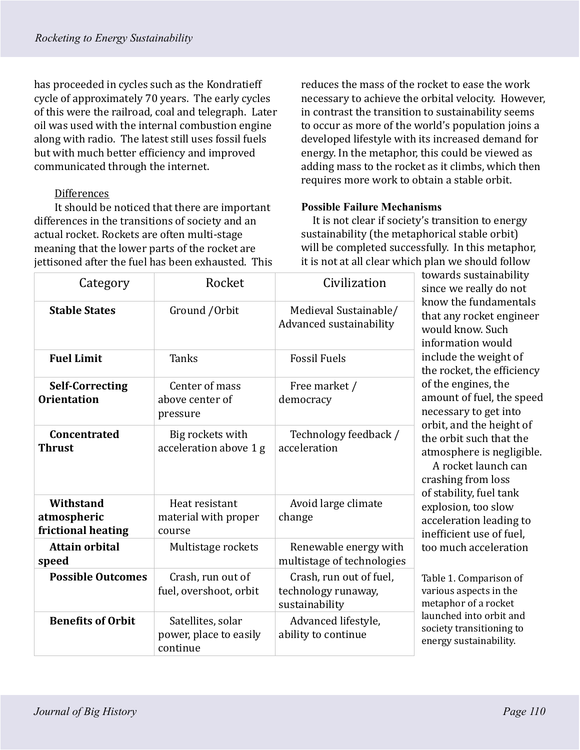has proceeded in cycles such as the Kondratieff cycle of approximately 70 years. The early cycles of this were the railroad, coal and telegraph. Later oil was used with the internal combustion engine along with radio. The latest still uses fossil fuels but with much better efficiency and improved communicated through the internet.

Differences

It should be noticed that there are important differences in the transitions of society and an actual rocket. Rockets are often multi-stage meaning that the lower parts of the rocket are jettisoned after the fuel has been exhausted. This reduces the mass of the rocket to ease the work necessary to achieve the orbital velocity. However, in contrast the transition to sustainability seems to occur as more of the world's population joins a developed lifestyle with its increased demand for energy. In the metaphor, this could be viewed as adding mass to the rocket as it climbs, which then requires more work to obtain a stable orbit.

**Possible Failure Mechanisms**

It is not clear if society's transition to energy sustainability (the metaphorical stable orbit) will be completed successfully. In this metaphor, it is not at all clear which plan we should follow towards sustainability since we really do not know the fundamentals that any rocket engineer would know. Such information would include the weight of the rocket, the efficiency of the engines, the amount of fuel, the speed necessary to get into orbit, and the height of the orbit such that the atmosphere is negligible.

A rocket launch can crashing from loss of stability, fuel tank explosion, too slow acceleration leading to inefficient use of fuel, too much acceleration

| Category | Rocket | Civilization |
|---|---|---|
| **Stable States** | Ground /Orbit | Medieval Sustainable/ Advanced sustainability |
| **Fuel Limit** | Tanks | Fossil Fuels |
| **Self-Correcting Orientation** | Center of mass above center of pressure | Free market / democracy |
| **Concentrated Thrust** | Big rockets with acceleration above 1 g | Technology feedback / acceleration |
| **Withstand atmospheric frictional heating** | Heat resistant material with proper course | Avoid large climate change |
| **Attain orbital speed** | Multistage rockets | Renewable energy with multistage of technologies |
| **Possible Outcomes** | Crash, run out of fuel, overshoot, orbit | Crash, run out of fuel, technology runaway, sustainability |
| **Benefits of Orbit** | Satellites, solar power, place to easily continue | Advanced lifestyle, ability to continue |

Table 1. Comparison of various aspects in the metaphor of a rocket launched into orbit and society transitioning to energy sustainability.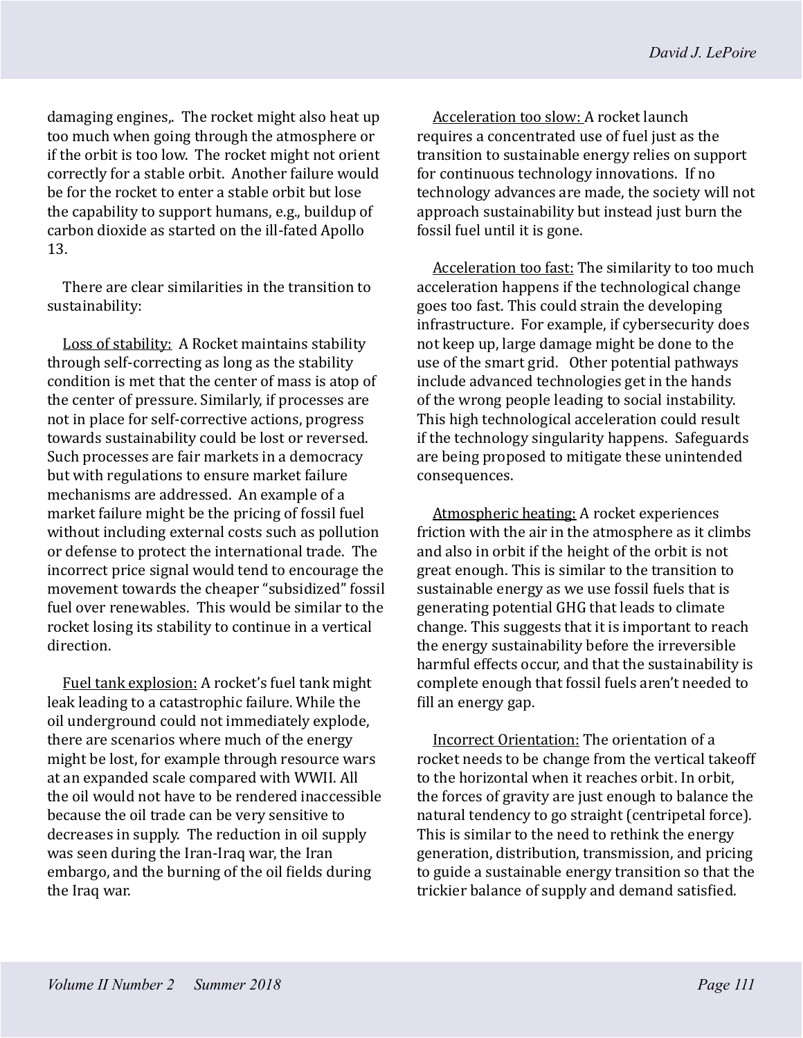damaging engines,. The rocket might also heat up too much when going through the atmosphere or if the orbit is too low. The rocket might not orient correctly for a stable orbit. Another failure would be for the rocket to enter a stable orbit but lose the capability to support humans, e.g., buildup of carbon dioxide as started on the ill-fated Apollo 13.

There are clear similarities in the transition to sustainability:

<u>Loss of stability:</u> A Rocket maintains stability through self-correcting as long as the stability condition is met that the center of mass is atop of the center of pressure. Similarly, if processes are not in place for self-corrective actions, progress towards sustainability could be lost or reversed. Such processes are fair markets in a democracy but with regulations to ensure market failure mechanisms are addressed. An example of a market failure might be the pricing of fossil fuel without including external costs such as pollution or defense to protect the international trade. The incorrect price signal would tend to encourage the movement towards the cheaper "subsidized" fossil fuel over renewables. This would be similar to the rocket losing its stability to continue in a vertical direction.

<u>Fuel tank explosion:</u> A rocket's fuel tank might leak leading to a catastrophic failure. While the oil underground could not immediately explode, there are scenarios where much of the energy might be lost, for example through resource wars at an expanded scale compared with WWII. All the oil would not have to be rendered inaccessible because the oil trade can be very sensitive to decreases in supply. The reduction in oil supply was seen during the Iran-Iraq war, the Iran embargo, and the burning of the oil fields during the Iraq war.

<u>Acceleration too slow:</u> A rocket launch requires a concentrated use of fuel just as the transition to sustainable energy relies on support for continuous technology innovations. If no technology advances are made, the society will not approach sustainability but instead just burn the fossil fuel until it is gone.

<u>Acceleration too fast:</u> The similarity to too much acceleration happens if the technological change goes too fast. This could strain the developing infrastructure. For example, if cybersecurity does not keep up, large damage might be done to the use of the smart grid. Other potential pathways include advanced technologies get in the hands of the wrong people leading to social instability. This high technological acceleration could result if the technology singularity happens. Safeguards are being proposed to mitigate these unintended consequences.

<u>Atmospheric heating:</u> A rocket experiences friction with the air in the atmosphere as it climbs and also in orbit if the height of the orbit is not great enough. This is similar to the transition to sustainable energy as we use fossil fuels that is generating potential GHG that leads to climate change. This suggests that it is important to reach the energy sustainability before the irreversible harmful effects occur, and that the sustainability is complete enough that fossil fuels aren't needed to fill an energy gap.

<u>Incorrect Orientation:</u> The orientation of a rocket needs to be change from the vertical takeoff to the horizontal when it reaches orbit. In orbit, the forces of gravity are just enough to balance the natural tendency to go straight (centripetal force). This is similar to the need to rethink the energy generation, distribution, transmission, and pricing to guide a sustainable energy transition so that the trickier balance of supply and demand satisfied.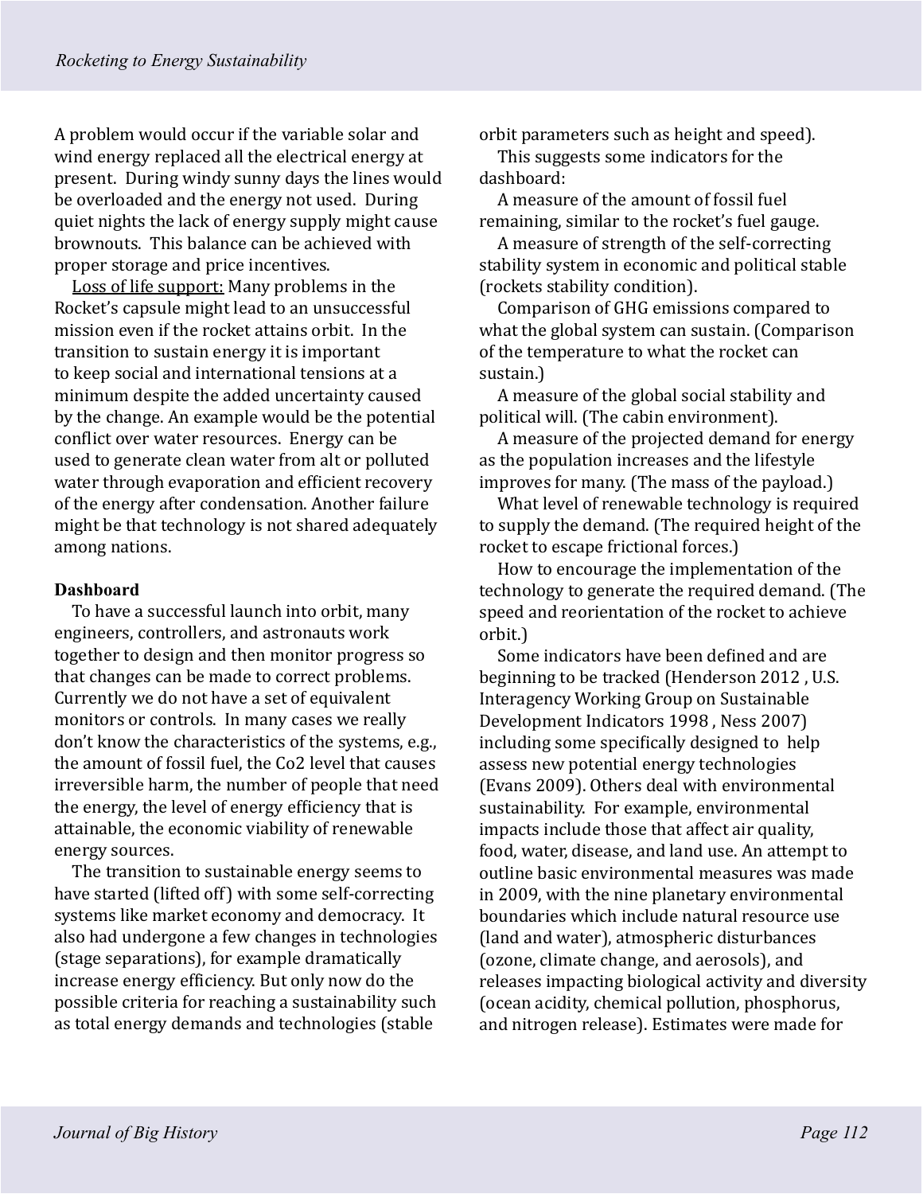A problem would occur if the variable solar and wind energy replaced all the electrical energy at present. During windy sunny days the lines would be overloaded and the energy not used. During quiet nights the lack of energy supply might cause brownouts. This balance can be achieved with proper storage and price incentives.

Loss of life support: Many problems in the Rocket's capsule might lead to an unsuccessful mission even if the rocket attains orbit. In the transition to sustain energy it is important to keep social and international tensions at a minimum despite the added uncertainty caused by the change. An example would be the potential conflict over water resources. Energy can be used to generate clean water from alt or polluted water through evaporation and efficient recovery of the energy after condensation. Another failure might be that technology is not shared adequately among nations.

### Dashboard

To have a successful launch into orbit, many engineers, controllers, and astronauts work together to design and then monitor progress so that changes can be made to correct problems. Currently we do not have a set of equivalent monitors or controls. In many cases we really don't know the characteristics of the systems, e.g., the amount of fossil fuel, the Co2 level that causes irreversible harm, the number of people that need the energy, the level of energy efficiency that is attainable, the economic viability of renewable energy sources.

The transition to sustainable energy seems to have started (lifted off) with some self-correcting systems like market economy and democracy. It also had undergone a few changes in technologies (stage separations), for example dramatically increase energy efficiency. But only now do the possible criteria for reaching a sustainability such as total energy demands and technologies (stable orbit parameters such as height and speed).

This suggests some indicators for the dashboard:

A measure of the amount of fossil fuel remaining, similar to the rocket's fuel gauge.

A measure of strength of the self-correcting stability system in economic and political stable (rockets stability condition).

Comparison of GHG emissions compared to what the global system can sustain. (Comparison of the temperature to what the rocket can sustain.)

A measure of the global social stability and political will. (The cabin environment).

A measure of the projected demand for energy as the population increases and the lifestyle improves for many. (The mass of the payload.)

What level of renewable technology is required to supply the demand. (The required height of the rocket to escape frictional forces.)

How to encourage the implementation of the technology to generate the required demand. (The speed and reorientation of the rocket to achieve orbit.)

Some indicators have been defined and are beginning to be tracked (Henderson 2012 , U.S. Interagency Working Group on Sustainable Development Indicators 1998 , Ness 2007) including some specifically designed to help assess new potential energy technologies (Evans 2009). Others deal with environmental sustainability. For example, environmental impacts include those that affect air quality, food, water, disease, and land use. An attempt to outline basic environmental measures was made in 2009, with the nine planetary environmental boundaries which include natural resource use (land and water), atmospheric disturbances (ozone, climate change, and aerosols), and releases impacting biological activity and diversity (ocean acidity, chemical pollution, phosphorus, and nitrogen release). Estimates were made for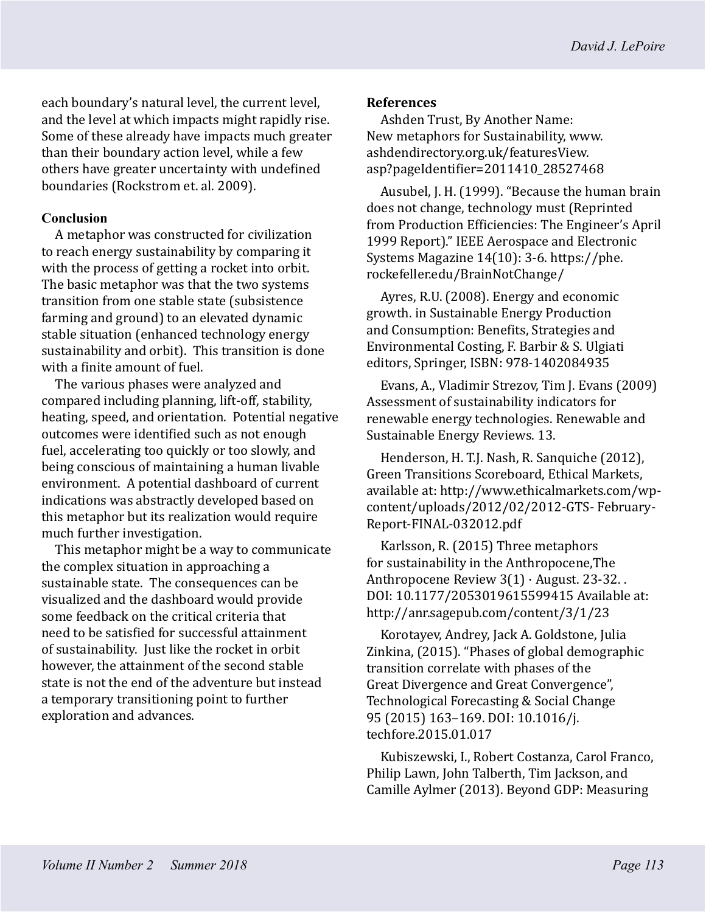each boundary's natural level, the current level, and the level at which impacts might rapidly rise. Some of these already have impacts much greater than their boundary action level, while a few others have greater uncertainty with undefined boundaries (Rockstrom et. al. 2009).

## Conclusion

A metaphor was constructed for civilization to reach energy sustainability by comparing it with the process of getting a rocket into orbit. The basic metaphor was that the two systems transition from one stable state (subsistence farming and ground) to an elevated dynamic stable situation (enhanced technology energy sustainability and orbit). This transition is done with a finite amount of fuel.

The various phases were analyzed and compared including planning, lift-off, stability, heating, speed, and orientation. Potential negative outcomes were identified such as not enough fuel, accelerating too quickly or too slowly, and being conscious of maintaining a human livable environment. A potential dashboard of current indications was abstractly developed based on this metaphor but its realization would require much further investigation.

This metaphor might be a way to communicate the complex situation in approaching a sustainable state. The consequences can be visualized and the dashboard would provide some feedback on the critical criteria that need to be satisfied for successful attainment of sustainability. Just like the rocket in orbit however, the attainment of the second stable state is not the end of the adventure but instead a temporary transitioning point to further exploration and advances.

## References

Ashden Trust, By Another Name: New metaphors for Sustainability, www.ashdendirectory.org.uk/featuresView.asp?pageIdentifier=2011410_28527468

Ausubel, J. H. (1999). "Because the human brain does not change, technology must (Reprinted from Production Efficiencies: The Engineer's April 1999 Report)." IEEE Aerospace and Electronic Systems Magazine 14(10): 3-6. https://phe.rockefeller.edu/BrainNotChange/

Ayres, R.U. (2008). Energy and economic growth. in Sustainable Energy Production and Consumption: Benefits, Strategies and Environmental Costing, F. Barbir & S. Ulgiati editors, Springer, ISBN: 978-1402084935

Evans, A., Vladimir Strezov, Tim J. Evans (2009) Assessment of sustainability indicators for renewable energy technologies. Renewable and Sustainable Energy Reviews. 13.

Henderson, H. T.J. Nash, R. Sanquiche (2012), Green Transitions Scoreboard, Ethical Markets, available at: http://www.ethicalmarkets.com/wp-content/uploads/2012/02/2012-GTS- February-Report-FINAL-032012.pdf

Karlsson, R. (2015) Three metaphors for sustainability in the Anthropocene,The Anthropocene Review 3(1) · August. 23-32. . DOI: 10.1177/2053019615599415 Available at: http://anr.sagepub.com/content/3/1/23

Korotayev, Andrey, Jack A. Goldstone, Julia Zinkina, (2015). "Phases of global demographic transition correlate with phases of the Great Divergence and Great Convergence", Technological Forecasting & Social Change 95 (2015) 163–169. DOI: 10.1016/j.techfore.2015.01.017

Kubiszewski, I., Robert Costanza, Carol Franco, Philip Lawn, John Talberth, Tim Jackson, and Camille Aylmer (2013). Beyond GDP: Measuring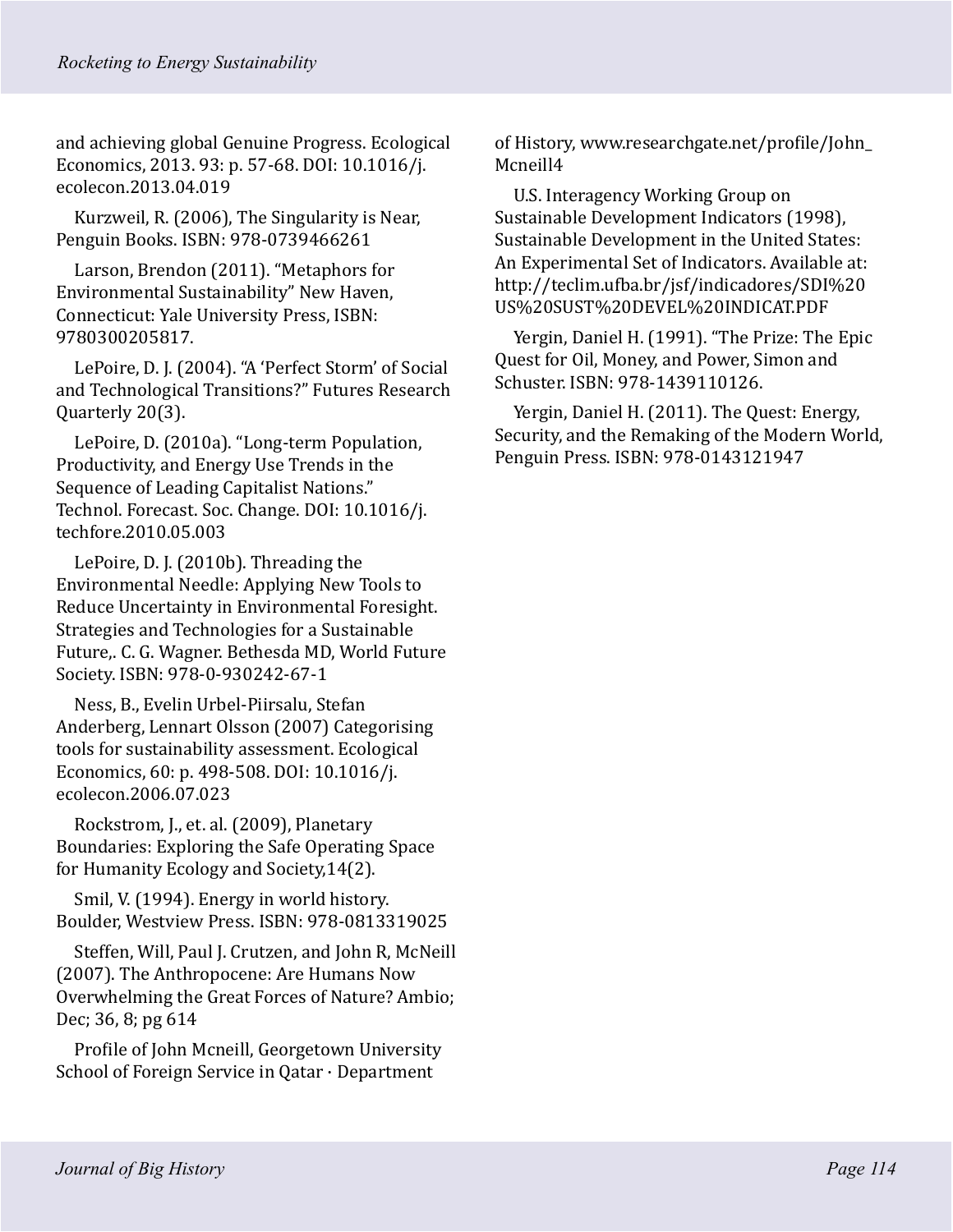and achieving global Genuine Progress. Ecological Economics, 2013. 93: p. 57-68. DOI: 10.1016/j.ecolecon.2013.04.019

Kurzweil, R. (2006), The Singularity is Near, Penguin Books. ISBN: 978-0739466261

Larson, Brendon (2011). "Metaphors for Environmental Sustainability" New Haven, Connecticut: Yale University Press, ISBN: 9780300205817.

LePoire, D. J. (2004). "A 'Perfect Storm' of Social and Technological Transitions?" Futures Research Quarterly 20(3).

LePoire, D. (2010a). "Long-term Population, Productivity, and Energy Use Trends in the Sequence of Leading Capitalist Nations." Technol. Forecast. Soc. Change. DOI: 10.1016/j.techfore.2010.05.003

LePoire, D. J. (2010b). Threading the Environmental Needle: Applying New Tools to Reduce Uncertainty in Environmental Foresight. Strategies and Technologies for a Sustainable Future,. C. G. Wagner. Bethesda MD, World Future Society. ISBN: 978-0-930242-67-1

Ness, B., Evelin Urbel-Piirsalu, Stefan Anderberg, Lennart Olsson (2007) Categorising tools for sustainability assessment. Ecological Economics, 60: p. 498-508. DOI: 10.1016/j.ecolecon.2006.07.023

Rockstrom, J., et. al. (2009), Planetary Boundaries: Exploring the Safe Operating Space for Humanity Ecology and Society,14(2).

Smil, V. (1994). Energy in world history. Boulder, Westview Press. ISBN: 978-0813319025

Steffen, Will, Paul J. Crutzen, and John R, McNeill (2007). The Anthropocene: Are Humans Now Overwhelming the Great Forces of Nature? Ambio; Dec; 36, 8; pg 614

Profile of John Mcneill, Georgetown University School of Foreign Service in Qatar · Department of History, www.researchgate.net/profile/John_Mcneill4

U.S. Interagency Working Group on Sustainable Development Indicators (1998), Sustainable Development in the United States: An Experimental Set of Indicators. Available at: http://teclim.ufba.br/jsf/indicadores/SDI%20US%20SUST%20DEVEL%20INDICAT.PDF

Yergin, Daniel H. (1991). "The Prize: The Epic Quest for Oil, Money, and Power, Simon and Schuster. ISBN: 978-1439110126.

Yergin, Daniel H. (2011). The Quest: Energy, Security, and the Remaking of the Modern World, Penguin Press. ISBN: 978-0143121947